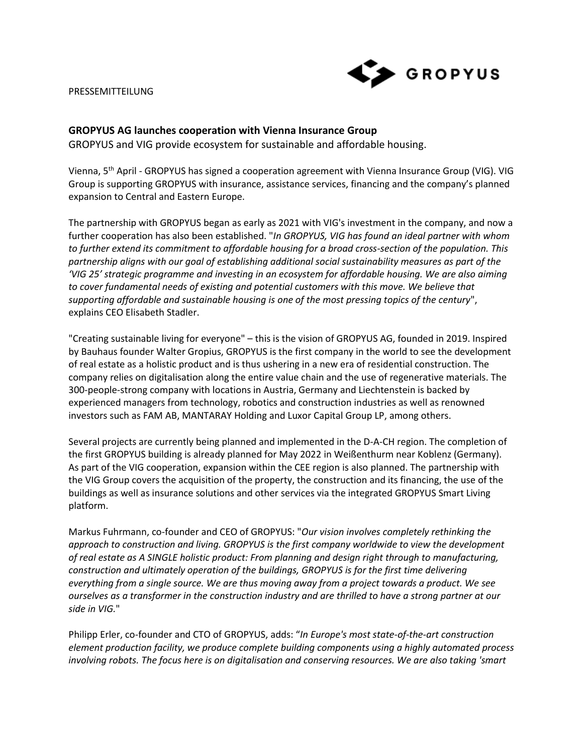PRESSEMITTEILUNG

**GROPYUS AG launches cooperation with Vienna Insurance Group**

GROPYUS and VIG provide ecosystem for sustainable and affordable housing.

Vienna, 5th April - GROPYUS has signed a cooperation agreement with Vienna Insurance Group (VIG). VIG Group is supporting GROPYUS with insurance, assistance services, financing and the company's planned expansion to Central and Eastern Europe.

The partnership with GROPYUS began as early as 2021 with VIG's investment in the company, and now a further cooperation has also been established. "*In GROPYUS, VIG has found an ideal partner with whom to further extend its commitment to affordable housing for a broad cross-section of the population. This partnership aligns with our goal of establishing additional social sustainability measures as part of the 'VIG 25' strategic programme and investing in an ecosystem for affordable housing. We are also aiming to cover fundamental needs of existing and potential customers with this move. We believe that supporting affordable and sustainable housing is one of the most pressing topics of the century*", explains CEO Elisabeth Stadler.

"Creating sustainable living for everyone" – this is the vision of GROPYUS AG, founded in 2019. Inspired by Bauhaus founder Walter Gropius, GROPYUS is the first company in the world to see the development of real estate as a holistic product and is thus ushering in a new era of residential construction. The company relies on digitalisation along the entire value chain and the use of regenerative materials. The 300-people-strong company with locations in Austria, Germany and Liechtenstein is backed by experienced managers from technology, robotics and construction industries as well as renowned investors such as FAM AB, MANTARAY Holding and Luxor Capital Group LP, among others.

Several projects are currently being planned and implemented in the D-A-CH region. The completion of the first GROPYUS building is already planned for May 2022 in Weißenthurm near Koblenz (Germany). As part of the VIG cooperation, expansion within the CEE region is also planned. The partnership with the VIG Group covers the acquisition of the property, the construction and its financing, the use of the buildings as well as insurance solutions and other services via the integrated GROPYUS Smart Living platform.

Markus Fuhrmann, co-founder and CEO of GROPYUS: "*Our vision involves completely rethinking the approach to construction and living. GROPYUS is the first company worldwide to view the development of real estate as A SINGLE holistic product: From planning and design right through to manufacturing, construction and ultimately operation of the buildings, GROPYUS is for the first time delivering everything from a single source. We are thus moving away from a project towards a product. We see ourselves as a transformer in the construction industry and are thrilled to have a strong partner at our side in VIG.*"

Philipp Erler, co-founder and CTO of GROPYUS, adds: "*In Europe's most state-of-the-art construction element production facility, we produce complete building components using a highly automated process involving robots. The focus here is on digitalisation and conserving resources. We are also taking 'smart*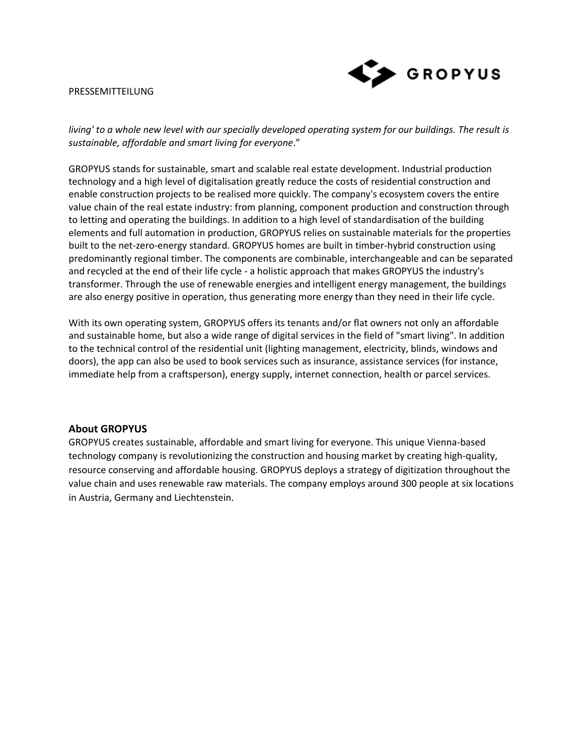*living' to a whole new level with our specially developed operating system for our buildings. The result is sustainable, affordable and smart living for everyone*."

GROPYUS stands for sustainable, smart and scalable real estate development. Industrial production technology and a high level of digitalisation greatly reduce the costs of residential construction and enable construction projects to be realised more quickly. The company's ecosystem covers the entire value chain of the real estate industry: from planning, component production and construction through to letting and operating the buildings. In addition to a high level of standardisation of the building elements and full automation in production, GROPYUS relies on sustainable materials for the properties built to the net-zero-energy standard. GROPYUS homes are built in timber-hybrid construction using predominantly regional timber. The components are combinable, interchangeable and can be separated and recycled at the end of their life cycle - a holistic approach that makes GROPYUS the industry's transformer. Through the use of renewable energies and intelligent energy management, the buildings are also energy positive in operation, thus generating more energy than they need in their life cycle.

With its own operating system, GROPYUS offers its tenants and/or flat owners not only an affordable and sustainable home, but also a wide range of digital services in the field of "smart living". In addition to the technical control of the residential unit (lighting management, electricity, blinds, windows and doors), the app can also be used to book services such as insurance, assistance services (for instance, immediate help from a craftsperson), energy supply, internet connection, health or parcel services.

## About GROPYUS

GROPYUS creates sustainable, affordable and smart living for everyone. This unique Vienna-based technology company is revolutionizing the construction and housing market by creating high-quality, resource conserving and affordable housing. GROPYUS deploys a strategy of digitization throughout the value chain and uses renewable raw materials. The company employs around 300 people at six locations in Austria, Germany and Liechtenstein.